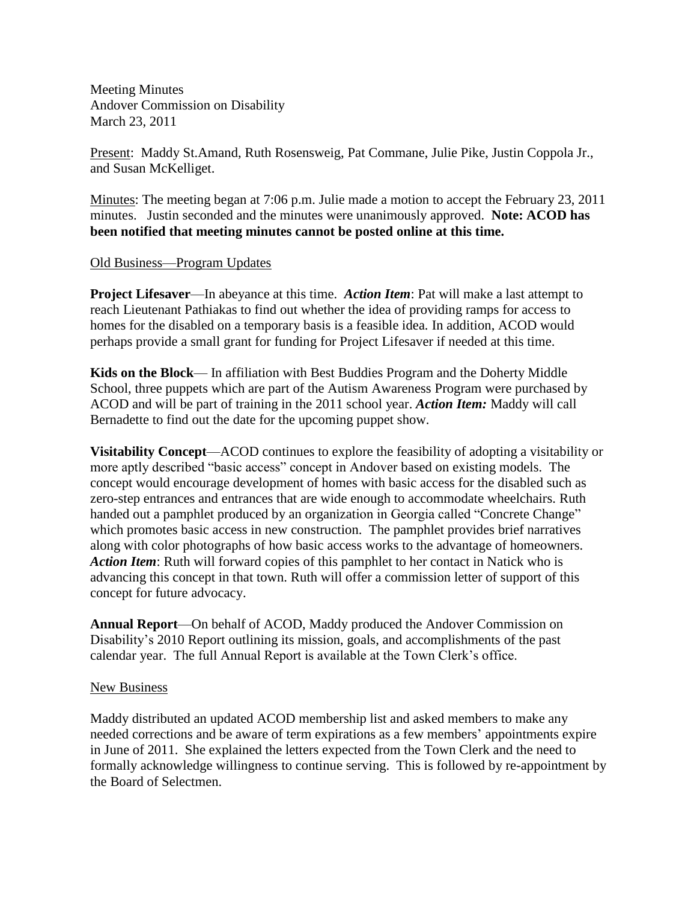Meeting Minutes
Andover Commission on Disability
March 23, 2011

Present: Maddy St.Amand, Ruth Rosensweig, Pat Commane, Julie Pike, Justin Coppola Jr., and Susan McKelliget.

Minutes: The meeting began at 7:06 p.m. Julie made a motion to accept the February 23, 2011 minutes. Justin seconded and the minutes were unanimously approved. **Note: ACOD has been notified that meeting minutes cannot be posted online at this time.**

Old Business—Program Updates

**Project Lifesaver**—In abeyance at this time. ***Action Item***: Pat will make a last attempt to reach Lieutenant Pathiakas to find out whether the idea of providing ramps for access to homes for the disabled on a temporary basis is a feasible idea. In addition, ACOD would perhaps provide a small grant for funding for Project Lifesaver if needed at this time.

**Kids on the Block**— In affiliation with Best Buddies Program and the Doherty Middle School, three puppets which are part of the Autism Awareness Program were purchased by ACOD and will be part of training in the 2011 school year. ***Action Item:*** Maddy will call Bernadette to find out the date for the upcoming puppet show.

**Visitability Concept**—ACOD continues to explore the feasibility of adopting a visitability or more aptly described "basic access" concept in Andover based on existing models. The concept would encourage development of homes with basic access for the disabled such as zero-step entrances and entrances that are wide enough to accommodate wheelchairs. Ruth handed out a pamphlet produced by an organization in Georgia called "Concrete Change" which promotes basic access in new construction. The pamphlet provides brief narratives along with color photographs of how basic access works to the advantage of homeowners. ***Action Item***: Ruth will forward copies of this pamphlet to her contact in Natick who is advancing this concept in that town. Ruth will offer a commission letter of support of this concept for future advocacy.

**Annual Report**—On behalf of ACOD, Maddy produced the Andover Commission on Disability's 2010 Report outlining its mission, goals, and accomplishments of the past calendar year. The full Annual Report is available at the Town Clerk's office.

New Business

Maddy distributed an updated ACOD membership list and asked members to make any needed corrections and be aware of term expirations as a few members' appointments expire in June of 2011. She explained the letters expected from the Town Clerk and the need to formally acknowledge willingness to continue serving. This is followed by re-appointment by the Board of Selectmen.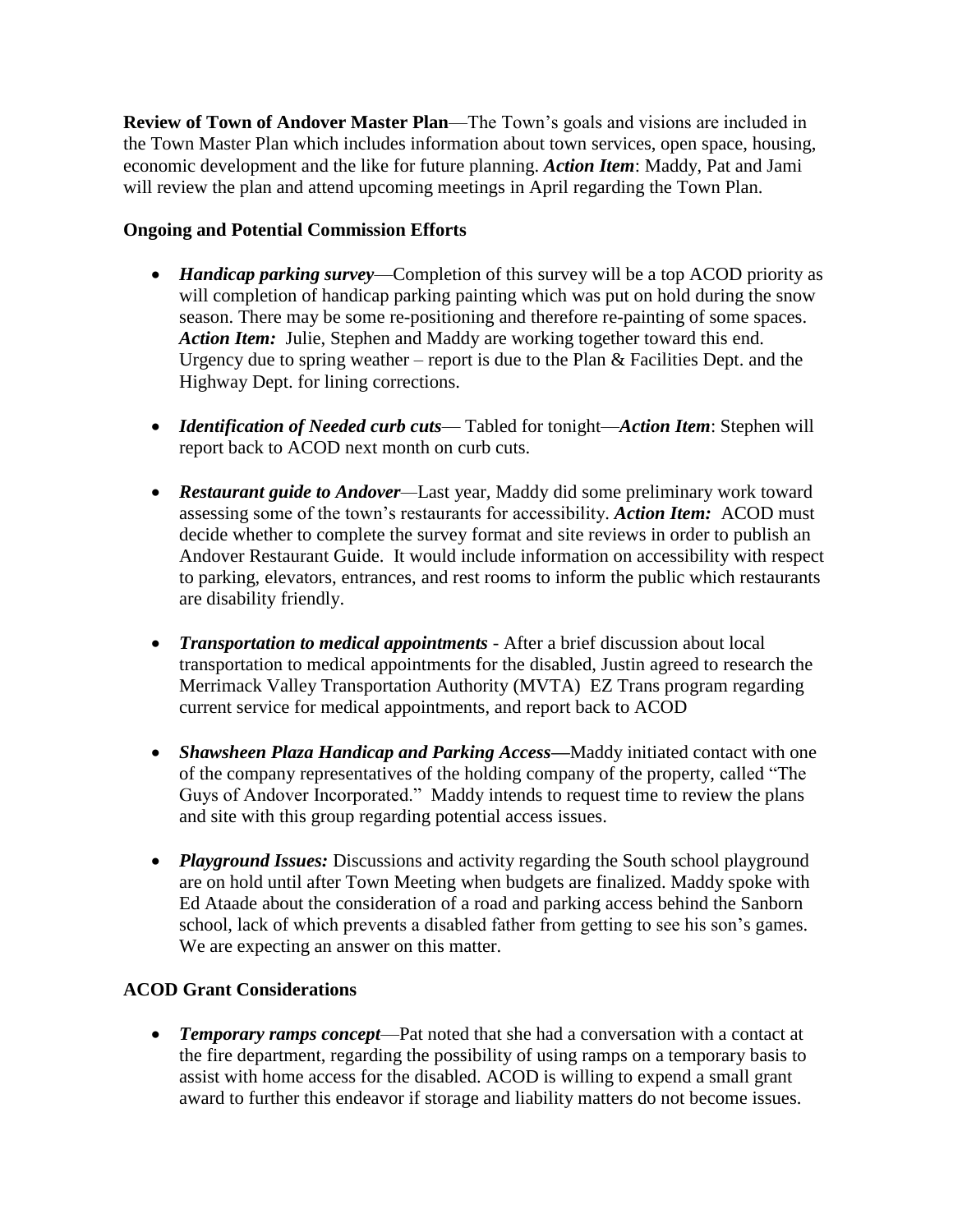**Review of Town of Andover Master Plan**—The Town's goals and visions are included in the Town Master Plan which includes information about town services, open space, housing, economic development and the like for future planning. ***Action Item***: Maddy, Pat and Jami will review the plan and attend upcoming meetings in April regarding the Town Plan.

**Ongoing and Potential Commission Efforts**

- ***Handicap parking survey***—Completion of this survey will be a top ACOD priority as will completion of handicap parking painting which was put on hold during the snow season. There may be some re-positioning and therefore re-painting of some spaces. ***Action Item:*** Julie, Stephen and Maddy are working together toward this end. Urgency due to spring weather – report is due to the Plan & Facilities Dept. and the Highway Dept. for lining corrections.

- ***Identification of Needed curb cuts***— Tabled for tonight—***Action Item***: Stephen will report back to ACOD next month on curb cuts.

- ***Restaurant guide to Andover***—Last year, Maddy did some preliminary work toward assessing some of the town's restaurants for accessibility. ***Action Item:*** ACOD must decide whether to complete the survey format and site reviews in order to publish an Andover Restaurant Guide. It would include information on accessibility with respect to parking, elevators, entrances, and rest rooms to inform the public which restaurants are disability friendly.

- ***Transportation to medical appointments*** - After a brief discussion about local transportation to medical appointments for the disabled, Justin agreed to research the Merrimack Valley Transportation Authority (MVTA) EZ Trans program regarding current service for medical appointments, and report back to ACOD

- ***Shawsheen Plaza Handicap and Parking Access—***Maddy initiated contact with one of the company representatives of the holding company of the property, called "The Guys of Andover Incorporated." Maddy intends to request time to review the plans and site with this group regarding potential access issues.

- ***Playground Issues:*** Discussions and activity regarding the South school playground are on hold until after Town Meeting when budgets are finalized. Maddy spoke with Ed Ataade about the consideration of a road and parking access behind the Sanborn school, lack of which prevents a disabled father from getting to see his son's games. We are expecting an answer on this matter.

**ACOD Grant Considerations**

- ***Temporary ramps concept***—Pat noted that she had a conversation with a contact at the fire department, regarding the possibility of using ramps on a temporary basis to assist with home access for the disabled. ACOD is willing to expend a small grant award to further this endeavor if storage and liability matters do not become issues.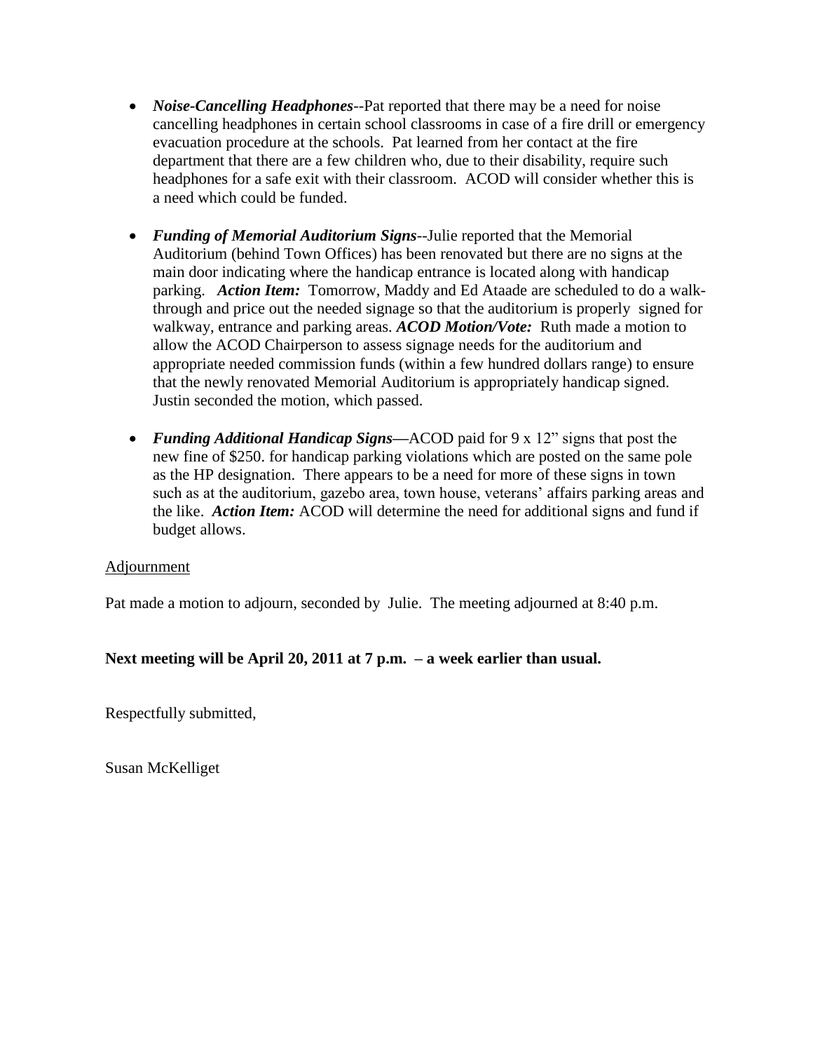- ***Noise-Cancelling Headphones***--Pat reported that there may be a need for noise cancelling headphones in certain school classrooms in case of a fire drill or emergency evacuation procedure at the schools. Pat learned from her contact at the fire department that there are a few children who, due to their disability, require such headphones for a safe exit with their classroom. ACOD will consider whether this is a need which could be funded.

- ***Funding of Memorial Auditorium Signs***--Julie reported that the Memorial Auditorium (behind Town Offices) has been renovated but there are no signs at the main door indicating where the handicap entrance is located along with handicap parking. ***Action Item:*** Tomorrow, Maddy and Ed Ataade are scheduled to do a walk-through and price out the needed signage so that the auditorium is properly signed for walkway, entrance and parking areas. ***ACOD Motion/Vote:*** Ruth made a motion to allow the ACOD Chairperson to assess signage needs for the auditorium and appropriate needed commission funds (within a few hundred dollars range) to ensure that the newly renovated Memorial Auditorium is appropriately handicap signed. Justin seconded the motion, which passed.

- ***Funding Additional Handicap Signs***—ACOD paid for 9 x 12" signs that post the new fine of $250. for handicap parking violations which are posted on the same pole as the HP designation. There appears to be a need for more of these signs in town such as at the auditorium, gazebo area, town house, veterans' affairs parking areas and the like. ***Action Item:*** ACOD will determine the need for additional signs and fund if budget allows.

<u>Adjournment</u>

Pat made a motion to adjourn, seconded by Julie. The meeting adjourned at 8:40 p.m.

**Next meeting will be April 20, 2011 at 7 p.m. – a week earlier than usual.**

Respectfully submitted,

Susan McKelliget